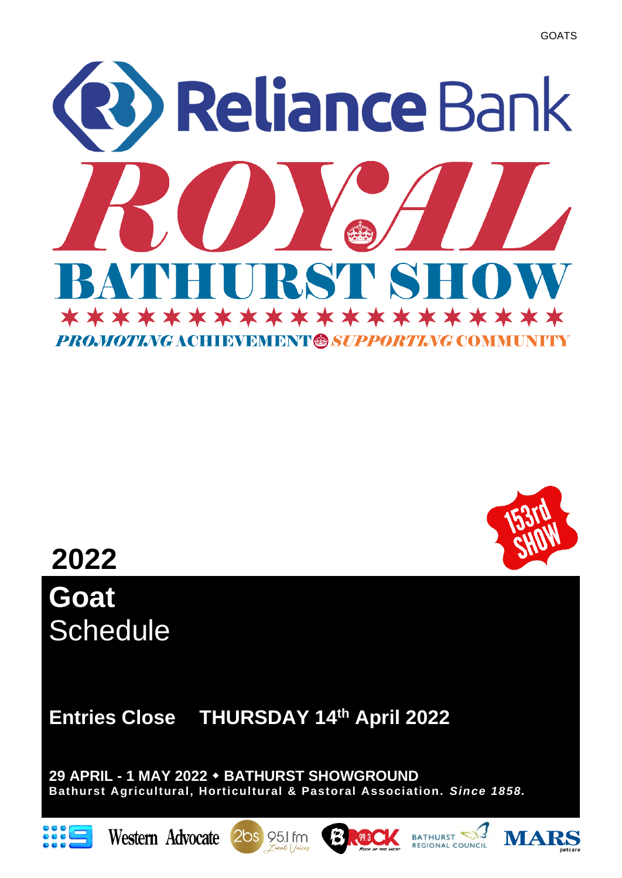# Reliance Bank ROYAL BATHURST SHOW

*PROMOTING* ACHIEVEMENT *SUPPORTING* COMMUNITY

153rd SHOW

**2022**

# Goat
Schedule

**Entries Close THURSDAY 14th April 2022**

**29 APRIL - 1 MAY 2022 • BATHURST SHOWGROUND**

**Bathurst Agricultural, Horticultural & Pastoral Association. *Since 1858.***

Western Advocate · 2bs 95.1 fm Local Voices · B-Rock 99.3 Rock of the West · Bathurst Regional Council · MARS petcare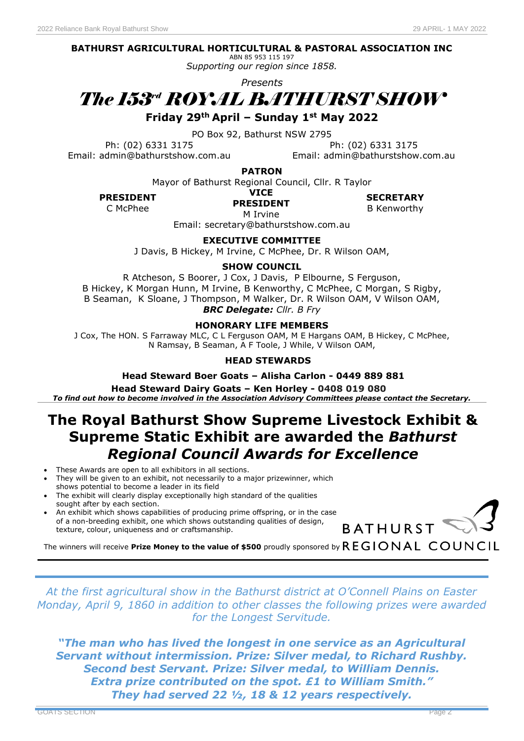**BATHURST AGRICULTURAL HORTICULTURAL & PASTORAL ASSOCIATION INC**

ABN 85 953 115 197

*Supporting our region since 1858.*

*Presents*

# *The 153rd ROYAL BATHURST SHOW*

**Friday 29th April – Sunday 1st May 2022**

PO Box 92, Bathurst NSW 2795

Ph: (02) 6331 3175
Email: admin@bathurstshow.com.au

Ph: (02) 6331 3175
Email: admin@bathurstshow.com.au

**PATRON**

Mayor of Bathurst Regional Council, Cllr. R Taylor

**PRESIDENT**
C McPhee

**VICE PRESIDENT**
M Irvine

**SECRETARY**
B Kenworthy

Email: secretary@bathurstshow.com.au

**EXECUTIVE COMMITTEE**

J Davis, B Hickey, M Irvine, C McPhee, Dr. R Wilson OAM,

**SHOW COUNCIL**

R Atcheson, S Boorer, J Cox, J Davis, P Elbourne, S Ferguson, B Hickey, K Morgan Hunn, M Irvine, B Kenworthy, C McPhee, C Morgan, S Rigby, B Seaman, K Sloane, J Thompson, M Walker, Dr. R Wilson OAM, V Wilson OAM,

***BRC Delegate:*** *Cllr. B Fry*

**HONORARY LIFE MEMBERS**

J Cox, The HON. S Farraway MLC, C L Ferguson OAM, M E Hargans OAM, B Hickey, C McPhee, N Ramsay, B Seaman, A F Toole, J While, V Wilson OAM,

**HEAD STEWARDS**

**Head Steward Boer Goats – Alisha Carlon - 0449 889 881**

**Head Steward Dairy Goats – Ken Horley - 0408 019 080**

***To find out how to become involved in the Association Advisory Committees please contact the Secretary.***

## The Royal Bathurst Show Supreme Livestock Exhibit & Supreme Static Exhibit are awarded the *Bathurst Regional Council Awards for Excellence*

- These Awards are open to all exhibitors in all sections.
- They will be given to an exhibit, not necessarily to a major prizewinner, which shows potential to become a leader in its field
- The exhibit will clearly display exceptionally high standard of the qualities sought after by each section.
- An exhibit which shows capabilities of producing prime offspring, or in the case of a non-breeding exhibit, one which shows outstanding qualities of design, texture, colour, uniqueness and or craftsmanship.

The winners will receive **Prize Money to the value of $500** proudly sponsored by BATHURST REGIONAL COUNCIL

---

*At the first agricultural show in the Bathurst district at O'Connell Plains on Easter Monday, April 9, 1860 in addition to other classes the following prizes were awarded for the Longest Servitude.*

***"The man who has lived the longest in one service as an Agricultural Servant without intermission. Prize: Silver medal, to Richard Rushby. Second best Servant. Prize: Silver medal, to William Dennis. Extra prize contributed on the spot. £1 to William Smith." They had served 22 ½, 18 & 12 years respectively.***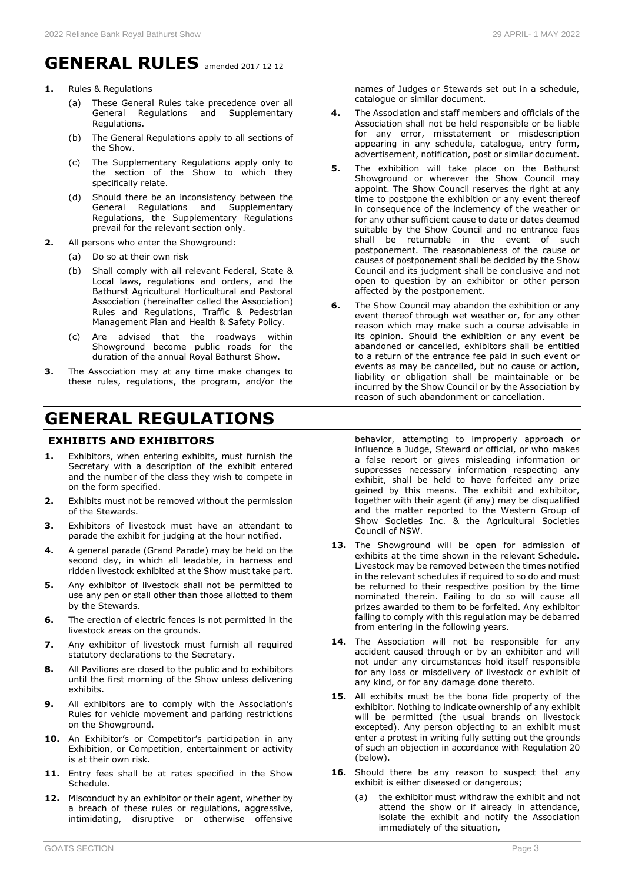# GENERAL RULES amended 2017 12 12

**1.** Rules & Regulations

(a) These General Rules take precedence over all General Regulations and Supplementary Regulations.

(b) The General Regulations apply to all sections of the Show.

(c) The Supplementary Regulations apply only to the section of the Show to which they specifically relate.

(d) Should there be an inconsistency between the General Regulations and Supplementary Regulations, the Supplementary Regulations prevail for the relevant section only.

**2.** All persons who enter the Showground:

(a) Do so at their own risk

(b) Shall comply with all relevant Federal, State & Local laws, regulations and orders, and the Bathurst Agricultural Horticultural and Pastoral Association (hereinafter called the Association) Rules and Regulations, Traffic & Pedestrian Management Plan and Health & Safety Policy.

(c) Are advised that the roadways within Showground become public roads for the duration of the annual Royal Bathurst Show.

**3.** The Association may at any time make changes to these rules, regulations, the program, and/or the names of Judges or Stewards set out in a schedule, catalogue or similar document.

**4.** The Association and staff members and officials of the Association shall not be held responsible or be liable for any error, misstatement or misdescription appearing in any schedule, catalogue, entry form, advertisement, notification, post or similar document.

**5.** The exhibition will take place on the Bathurst Showground or wherever the Show Council may appoint. The Show Council reserves the right at any time to postpone the exhibition or any event thereof in consequence of the inclemency of the weather or for any other sufficient cause to date or dates deemed suitable by the Show Council and no entrance fees shall be returnable in the event of such postponement. The reasonableness of the cause or causes of postponement shall be decided by the Show Council and its judgment shall be conclusive and not open to question by an exhibitor or other person affected by the postponement.

**6.** The Show Council may abandon the exhibition or any event thereof through wet weather or, for any other reason which may make such a course advisable in its opinion. Should the exhibition or any event be abandoned or cancelled, exhibitors shall be entitled to a return of the entrance fee paid in such event or events as may be cancelled, but no cause or action, liability or obligation shall be maintainable or be incurred by the Show Council or by the Association by reason of such abandonment or cancellation.

# GENERAL REGULATIONS

## EXHIBITS AND EXHIBITORS

**1.** Exhibitors, when entering exhibits, must furnish the Secretary with a description of the exhibit entered and the number of the class they wish to compete in on the form specified.

**2.** Exhibits must not be removed without the permission of the Stewards.

**3.** Exhibitors of livestock must have an attendant to parade the exhibit for judging at the hour notified.

**4.** A general parade (Grand Parade) may be held on the second day, in which all leadable, in harness and ridden livestock exhibited at the Show must take part.

**5.** Any exhibitor of livestock shall not be permitted to use any pen or stall other than those allotted to them by the Stewards.

**6.** The erection of electric fences is not permitted in the livestock areas on the grounds.

**7.** Any exhibitor of livestock must furnish all required statutory declarations to the Secretary.

**8.** All Pavilions are closed to the public and to exhibitors until the first morning of the Show unless delivering exhibits.

**9.** All exhibitors are to comply with the Association's Rules for vehicle movement and parking restrictions on the Showground.

**10.** An Exhibitor's or Competitor's participation in any Exhibition, or Competition, entertainment or activity is at their own risk.

**11.** Entry fees shall be at rates specified in the Show Schedule.

**12.** Misconduct by an exhibitor or their agent, whether by a breach of these rules or regulations, aggressive, intimidating, disruptive or otherwise offensive behavior, attempting to improperly approach or influence a Judge, Steward or official, or who makes a false report or gives misleading information or suppresses necessary information respecting any exhibit, shall be held to have forfeited any prize gained by this means. The exhibit and exhibitor, together with their agent (if any) may be disqualified and the matter reported to the Western Group of Show Societies Inc. & the Agricultural Societies Council of NSW.

**13.** The Showground will be open for admission of exhibits at the time shown in the relevant Schedule. Livestock may be removed between the times notified in the relevant schedules if required to so do and must be returned to their respective position by the time nominated therein. Failing to do so will cause all prizes awarded to them to be forfeited. Any exhibitor failing to comply with this regulation may be debarred from entering in the following years.

**14.** The Association will not be responsible for any accident caused through or by an exhibitor and will not under any circumstances hold itself responsible for any loss or misdelivery of livestock or exhibit of any kind, or for any damage done thereto.

**15.** All exhibits must be the bona fide property of the exhibitor. Nothing to indicate ownership of any exhibit will be permitted (the usual brands on livestock excepted). Any person objecting to an exhibit must enter a protest in writing fully setting out the grounds of such an objection in accordance with Regulation 20 (below).

**16.** Should there be any reason to suspect that any exhibit is either diseased or dangerous;

(a) the exhibitor must withdraw the exhibit and not attend the show or if already in attendance, isolate the exhibit and notify the Association immediately of the situation,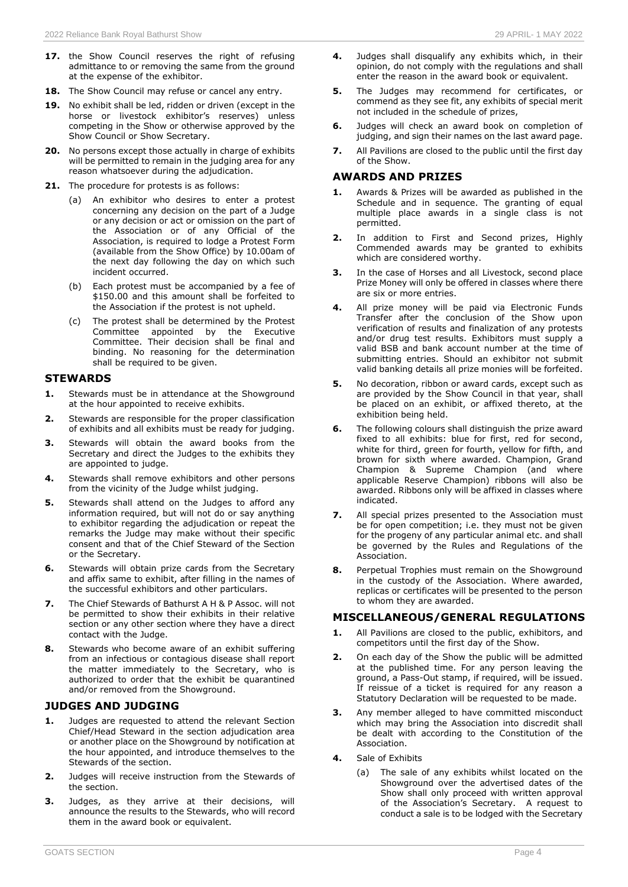17. the Show Council reserves the right of refusing admittance to or removing the same from the ground at the expense of the exhibitor.
18. The Show Council may refuse or cancel any entry.
19. No exhibit shall be led, ridden or driven (except in the horse or livestock exhibitor's reserves) unless competing in the Show or otherwise approved by the Show Council or Show Secretary.
20. No persons except those actually in charge of exhibits will be permitted to remain in the judging area for any reason whatsoever during the adjudication.
21. The procedure for protests is as follows:
    - (a) An exhibitor who desires to enter a protest concerning any decision on the part of a Judge or any decision or act or omission on the part of the Association or of any Official of the Association, is required to lodge a Protest Form (available from the Show Office) by 10.00am of the next day following the day on which such incident occurred.
    - (b) Each protest must be accompanied by a fee of $150.00 and this amount shall be forfeited to the Association if the protest is not upheld.
    - (c) The protest shall be determined by the Protest Committee appointed by the Executive Committee. Their decision shall be final and binding. No reasoning for the determination shall be required to be given.

## STEWARDS

1. Stewards must be in attendance at the Showground at the hour appointed to receive exhibits.
2. Stewards are responsible for the proper classification of exhibits and all exhibits must be ready for judging.
3. Stewards will obtain the award books from the Secretary and direct the Judges to the exhibits they are appointed to judge.
4. Stewards shall remove exhibitors and other persons from the vicinity of the Judge whilst judging.
5. Stewards shall attend on the Judges to afford any information required, but will not do or say anything to exhibitor regarding the adjudication or repeat the remarks the Judge may make without their specific consent and that of the Chief Steward of the Section or the Secretary.
6. Stewards will obtain prize cards from the Secretary and affix same to exhibit, after filling in the names of the successful exhibitors and other particulars.
7. The Chief Stewards of Bathurst A H & P Assoc. will not be permitted to show their exhibits in their relative section or any other section where they have a direct contact with the Judge.
8. Stewards who become aware of an exhibit suffering from an infectious or contagious disease shall report the matter immediately to the Secretary, who is authorized to order that the exhibit be quarantined and/or removed from the Showground.

## JUDGES AND JUDGING

1. Judges are requested to attend the relevant Section Chief/Head Steward in the section adjudication area or another place on the Showground by notification at the hour appointed, and introduce themselves to the Stewards of the section.
2. Judges will receive instruction from the Stewards of the section.
3. Judges, as they arrive at their decisions, will announce the results to the Stewards, who will record them in the award book or equivalent.
4. Judges shall disqualify any exhibits which, in their opinion, do not comply with the regulations and shall enter the reason in the award book or equivalent.
5. The Judges may recommend for certificates, or commend as they see fit, any exhibits of special merit not included in the schedule of prizes,
6. Judges will check an award book on completion of judging, and sign their names on the last award page.
7. All Pavilions are closed to the public until the first day of the Show.

## AWARDS AND PRIZES

1. Awards & Prizes will be awarded as published in the Schedule and in sequence. The granting of equal multiple place awards in a single class is not permitted.
2. In addition to First and Second prizes, Highly Commended awards may be granted to exhibits which are considered worthy.
3. In the case of Horses and all Livestock, second place Prize Money will only be offered in classes where there are six or more entries.
4. All prize money will be paid via Electronic Funds Transfer after the conclusion of the Show upon verification of results and finalization of any protests and/or drug test results. Exhibitors must supply a valid BSB and bank account number at the time of submitting entries. Should an exhibitor not submit valid banking details all prize monies will be forfeited.
5. No decoration, ribbon or award cards, except such as are provided by the Show Council in that year, shall be placed on an exhibit, or affixed thereto, at the exhibition being held.
6. The following colours shall distinguish the prize award fixed to all exhibits: blue for first, red for second, white for third, green for fourth, yellow for fifth, and brown for sixth where awarded. Champion, Grand Champion & Supreme Champion (and where applicable Reserve Champion) ribbons will also be awarded. Ribbons only will be affixed in classes where indicated.
7. All special prizes presented to the Association must be for open competition; i.e. they must not be given for the progeny of any particular animal etc. and shall be governed by the Rules and Regulations of the Association.
8. Perpetual Trophies must remain on the Showground in the custody of the Association. Where awarded, replicas or certificates will be presented to the person to whom they are awarded.

## MISCELLANEOUS/GENERAL REGULATIONS

1. All Pavilions are closed to the public, exhibitors, and competitors until the first day of the Show.
2. On each day of the Show the public will be admitted at the published time. For any person leaving the ground, a Pass-Out stamp, if required, will be issued. If reissue of a ticket is required for any reason a Statutory Declaration will be requested to be made.
3. Any member alleged to have committed misconduct which may bring the Association into discredit shall be dealt with according to the Constitution of the Association.
4. Sale of Exhibits
    - (a) The sale of any exhibits whilst located on the Showground over the advertised dates of the Show shall only proceed with written approval of the Association's Secretary. A request to conduct a sale is to be lodged with the Secretary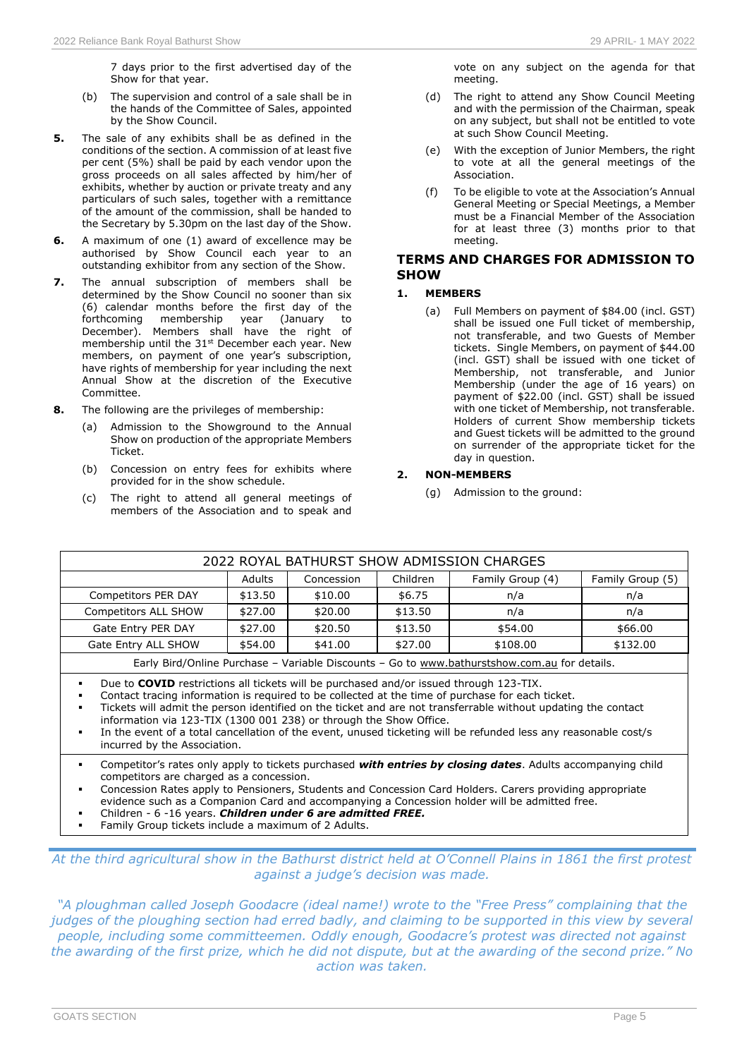7 days prior to the first advertised day of the Show for that year.

(b) The supervision and control of a sale shall be in the hands of the Committee of Sales, appointed by the Show Council.

**5.** The sale of any exhibits shall be as defined in the conditions of the section. A commission of at least five per cent (5%) shall be paid by each vendor upon the gross proceeds on all sales affected by him/her of exhibits, whether by auction or private treaty and any particulars of such sales, together with a remittance of the amount of the commission, shall be handed to the Secretary by 5.30pm on the last day of the Show.

**6.** A maximum of one (1) award of excellence may be authorised by Show Council each year to an outstanding exhibitor from any section of the Show.

**7.** The annual subscription of members shall be determined by the Show Council no sooner than six (6) calendar months before the first day of the forthcoming membership year (January to December). Members shall have the right of membership until the 31st December each year. New members, on payment of one year's subscription, have rights of membership for year including the next Annual Show at the discretion of the Executive Committee.

**8.** The following are the privileges of membership:

(a) Admission to the Showground to the Annual Show on production of the appropriate Members Ticket.

(b) Concession on entry fees for exhibits where provided for in the show schedule.

(c) The right to attend all general meetings of members of the Association and to speak and vote on any subject on the agenda for that meeting.

(d) The right to attend any Show Council Meeting and with the permission of the Chairman, speak on any subject, but shall not be entitled to vote at such Show Council Meeting.

(e) With the exception of Junior Members, the right to vote at all the general meetings of the Association.

(f) To be eligible to vote at the Association's Annual General Meeting or Special Meetings, a Member must be a Financial Member of the Association for at least three (3) months prior to that meeting.

## TERMS AND CHARGES FOR ADMISSION TO SHOW

**1. MEMBERS**

(a) Full Members on payment of $84.00 (incl. GST) shall be issued one Full ticket of membership, not transferable, and two Guests of Member tickets. Single Members, on payment of $44.00 (incl. GST) shall be issued with one ticket of Membership, not transferable, and Junior Membership (under the age of 16 years) on payment of $22.00 (incl. GST) shall be issued with one ticket of Membership, not transferable. Holders of current Show membership tickets and Guest tickets will be admitted to the ground on surrender of the appropriate ticket for the day in question.

**2. NON-MEMBERS**

(g) Admission to the ground:

| 2022 ROYAL BATHURST SHOW ADMISSION CHARGES | | | | | |
|---|---|---|---|---|---|
| | Adults | Concession | Children | Family Group (4) | Family Group (5) |
| Competitors PER DAY | $13.50 | $10.00 | $6.75 | n/a | n/a |
| Competitors ALL SHOW | $27.00 | $20.00 | $13.50 | n/a | n/a |
| Gate Entry PER DAY | $27.00 | $20.50 | $13.50 | $54.00 | $66.00 |
| Gate Entry ALL SHOW | $54.00 | $41.00 | $27.00 | $108.00 | $132.00 |

Early Bird/Online Purchase – Variable Discounts – Go to www.bathurstshow.com.au for details.

- Due to **COVID** restrictions all tickets will be purchased and/or issued through 123-TIX.
- Contact tracing information is required to be collected at the time of purchase for each ticket.
- Tickets will admit the person identified on the ticket and are not transferrable without updating the contact information via 123-TIX (1300 001 238) or through the Show Office.
- In the event of a total cancellation of the event, unused ticketing will be refunded less any reasonable cost/s incurred by the Association.

- Competitor's rates only apply to tickets purchased ***with entries by closing dates***. Adults accompanying child competitors are charged as a concession.
- Concession Rates apply to Pensioners, Students and Concession Card Holders. Carers providing appropriate evidence such as a Companion Card and accompanying a Concession holder will be admitted free.
- Children - 6 -16 years. ***Children under 6 are admitted FREE.***
- Family Group tickets include a maximum of 2 Adults.

*At the third agricultural show in the Bathurst district held at O'Connell Plains in 1861 the first protest against a judge's decision was made.*

*"A ploughman called Joseph Goodacre (ideal name!) wrote to the "Free Press" complaining that the judges of the ploughing section had erred badly, and claiming to be supported in this view by several people, including some committeemen. Oddly enough, Goodacre's protest was directed not against the awarding of the first prize, which he did not dispute, but at the awarding of the second prize." No action was taken.*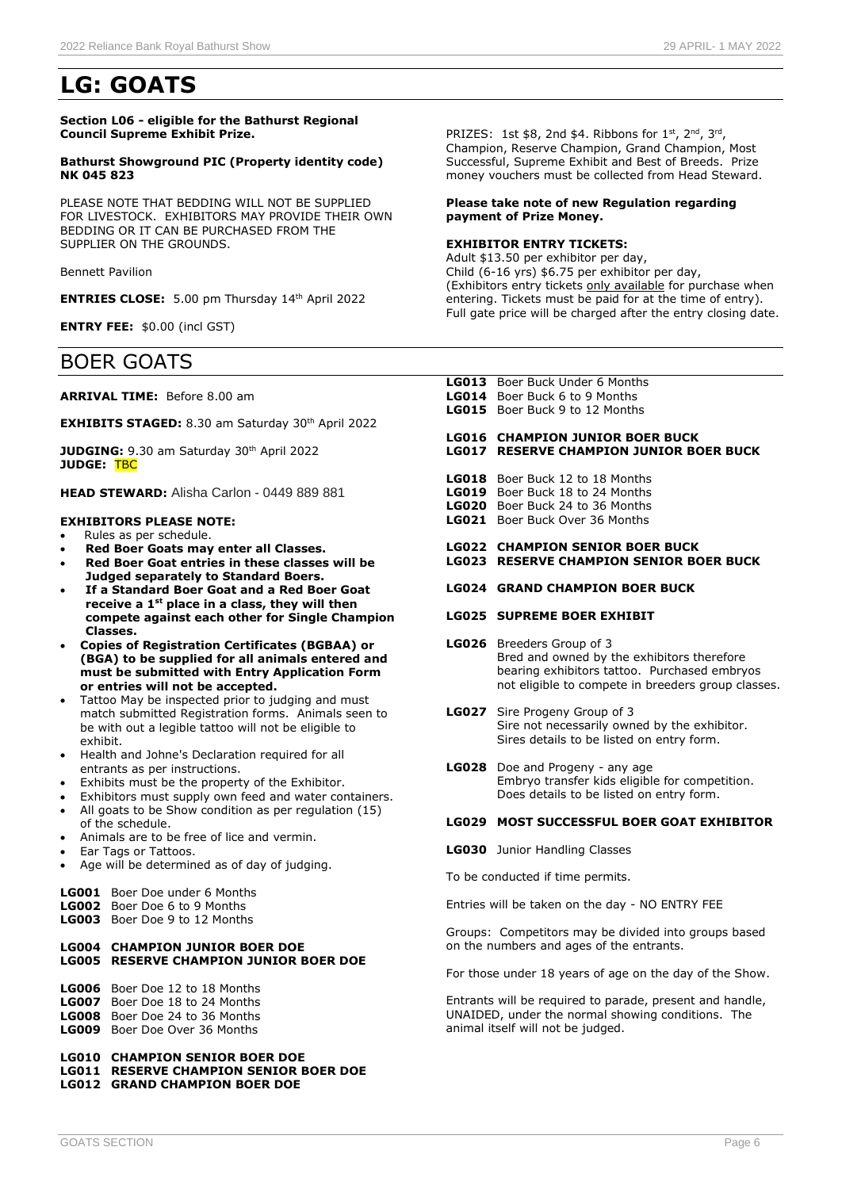# LG: GOATS

**Section L06 - eligible for the Bathurst Regional Council Supreme Exhibit Prize.**

**Bathurst Showground PIC (Property identity code) NK 045 823**

PLEASE NOTE THAT BEDDING WILL NOT BE SUPPLIED FOR LIVESTOCK. EXHIBITORS MAY PROVIDE THEIR OWN BEDDING OR IT CAN BE PURCHASED FROM THE SUPPLIER ON THE GROUNDS.

Bennett Pavilion

**ENTRIES CLOSE:** 5.00 pm Thursday 14th April 2022

**ENTRY FEE:** $0.00 (incl GST)

PRIZES: 1st $8, 2nd $4. Ribbons for 1st, 2nd, 3rd, Champion, Reserve Champion, Grand Champion, Most Successful, Supreme Exhibit and Best of Breeds. Prize money vouchers must be collected from Head Steward.

**Please take note of new Regulation regarding payment of Prize Money.**

**EXHIBITOR ENTRY TICKETS:**
Adult $13.50 per exhibitor per day,
Child (6-16 yrs) $6.75 per exhibitor per day,
(Exhibitors entry tickets only available for purchase when entering. Tickets must be paid for at the time of entry). Full gate price will be charged after the entry closing date.

## BOER GOATS

**ARRIVAL TIME:** Before 8.00 am

**EXHIBITS STAGED:** 8.30 am Saturday 30th April 2022

**JUDGING:** 9.30 am Saturday 30th April 2022
**JUDGE:** TBC

**HEAD STEWARD:** Alisha Carlon - 0449 889 881

**EXHIBITORS PLEASE NOTE:**

- Rules as per schedule.
- **Red Boer Goats may enter all Classes.**
- **Red Boer Goat entries in these classes will be Judged separately to Standard Boers.**
- **If a Standard Boer Goat and a Red Boer Goat receive a 1st place in a class, they will then compete against each other for Single Champion Classes.**
- **Copies of Registration Certificates (BGBAA) or (BGA) to be supplied for all animals entered and must be submitted with Entry Application Form or entries will not be accepted.**
- Tattoo May be inspected prior to judging and must match submitted Registration forms. Animals seen to be with out a legible tattoo will not be eligible to exhibit.
- Health and Johne's Declaration required for all entrants as per instructions.
- Exhibits must be the property of the Exhibitor.
- Exhibitors must supply own feed and water containers.
- All goats to be Show condition as per regulation (15) of the schedule.
- Animals are to be free of lice and vermin.
- Ear Tags or Tattoos.
- Age will be determined as of day of judging.

**LG001** Boer Doe under 6 Months
**LG002** Boer Doe 6 to 9 Months
**LG003** Boer Doe 9 to 12 Months

**LG004 CHAMPION JUNIOR BOER DOE**
**LG005 RESERVE CHAMPION JUNIOR BOER DOE**

**LG006** Boer Doe 12 to 18 Months
**LG007** Boer Doe 18 to 24 Months
**LG008** Boer Doe 24 to 36 Months
**LG009** Boer Doe Over 36 Months

**LG010 CHAMPION SENIOR BOER DOE**
**LG011 RESERVE CHAMPION SENIOR BOER DOE**
**LG012 GRAND CHAMPION BOER DOE**

**LG013** Boer Buck Under 6 Months
**LG014** Boer Buck 6 to 9 Months
**LG015** Boer Buck 9 to 12 Months

**LG016 CHAMPION JUNIOR BOER BUCK**
**LG017 RESERVE CHAMPION JUNIOR BOER BUCK**

**LG018** Boer Buck 12 to 18 Months
**LG019** Boer Buck 18 to 24 Months
**LG020** Boer Buck 24 to 36 Months
**LG021** Boer Buck Over 36 Months

**LG022 CHAMPION SENIOR BOER BUCK**
**LG023 RESERVE CHAMPION SENIOR BOER BUCK**

**LG024 GRAND CHAMPION BOER BUCK**

**LG025 SUPREME BOER EXHIBIT**

**LG026** Breeders Group of 3
Bred and owned by the exhibitors therefore bearing exhibitors tattoo. Purchased embryos not eligible to compete in breeders group classes.

**LG027** Sire Progeny Group of 3
Sire not necessarily owned by the exhibitor. Sires details to be listed on entry form.

**LG028** Doe and Progeny - any age
Embryo transfer kids eligible for competition. Does details to be listed on entry form.

**LG029 MOST SUCCESSFUL BOER GOAT EXHIBITOR**

**LG030** Junior Handling Classes

To be conducted if time permits.

Entries will be taken on the day - NO ENTRY FEE

Groups: Competitors may be divided into groups based on the numbers and ages of the entrants.

For those under 18 years of age on the day of the Show.

Entrants will be required to parade, present and handle, UNAIDED, under the normal showing conditions. The animal itself will not be judged.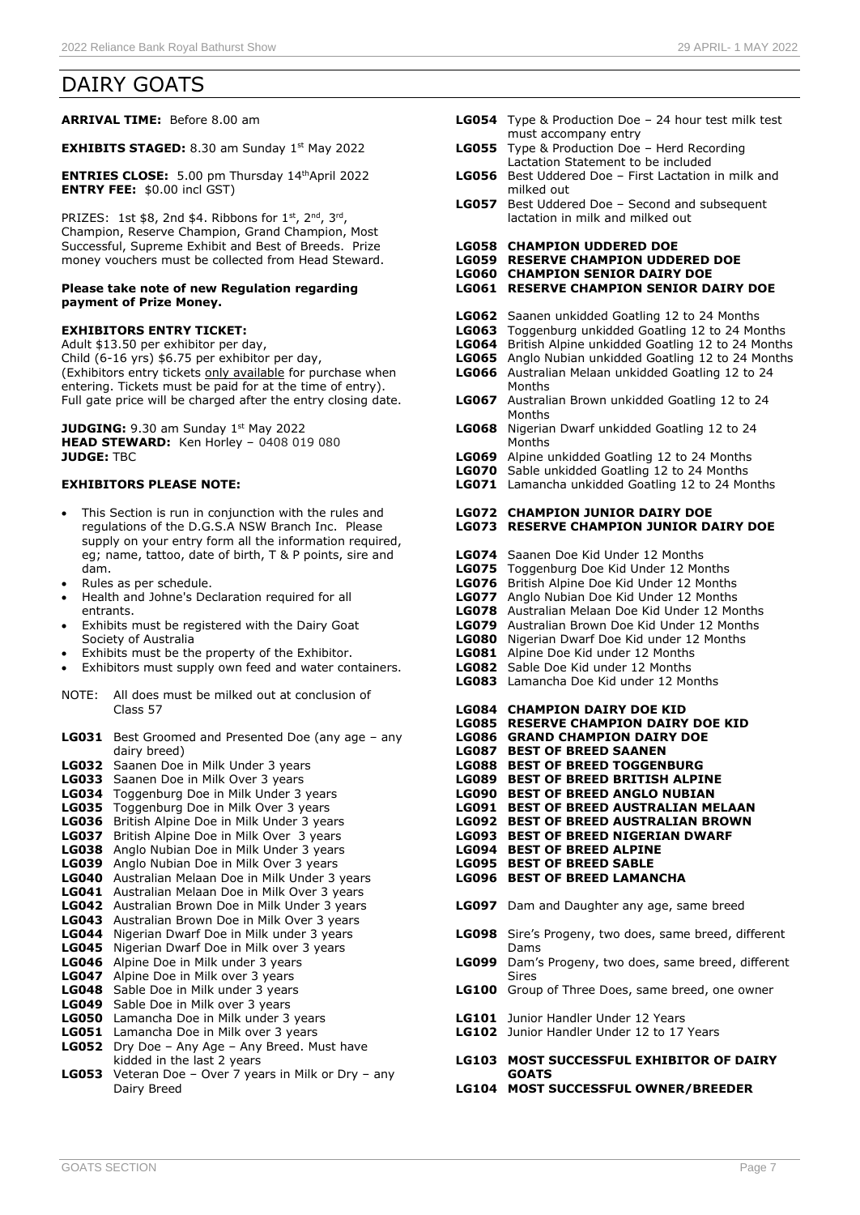# DAIRY GOATS

**ARRIVAL TIME:** Before 8.00 am

**EXHIBITS STAGED:** 8.30 am Sunday 1st May 2022

**ENTRIES CLOSE:** 5.00 pm Thursday 14th April 2022
**ENTRY FEE:** $0.00 incl GST)

PRIZES: 1st $8, 2nd $4. Ribbons for 1st, 2nd, 3rd, Champion, Reserve Champion, Grand Champion, Most Successful, Supreme Exhibit and Best of Breeds. Prize money vouchers must be collected from Head Steward.

**Please take note of new Regulation regarding payment of Prize Money.**

**EXHIBITORS ENTRY TICKET:**
Adult $13.50 per exhibitor per day,
Child (6-16 yrs) $6.75 per exhibitor per day,
(Exhibitors entry tickets only available for purchase when entering. Tickets must be paid for at the time of entry). Full gate price will be charged after the entry closing date.

**JUDGING:** 9.30 am Sunday 1st May 2022
**HEAD STEWARD:** Ken Horley – 0408 019 080
**JUDGE:** TBC

**EXHIBITORS PLEASE NOTE:**

- This Section is run in conjunction with the rules and regulations of the D.G.S.A NSW Branch Inc. Please supply on your entry form all the information required, eg; name, tattoo, date of birth, T & P points, sire and dam.
- Rules as per schedule.
- Health and Johne's Declaration required for all entrants.
- Exhibits must be registered with the Dairy Goat Society of Australia
- Exhibits must be the property of the Exhibitor.
- Exhibitors must supply own feed and water containers.

NOTE: All does must be milked out at conclusion of Class 57

**LG031** Best Groomed and Presented Doe (any age – any dairy breed)
**LG032** Saanen Doe in Milk Under 3 years
**LG033** Saanen Doe in Milk Over 3 years
**LG034** Toggenburg Doe in Milk Under 3 years
**LG035** Toggenburg Doe in Milk Over 3 years
**LG036** British Alpine Doe in Milk Under 3 years
**LG037** British Alpine Doe in Milk Over 3 years
**LG038** Anglo Nubian Doe in Milk Under 3 years
**LG039** Anglo Nubian Doe in Milk Over 3 years
**LG040** Australian Melaan Doe in Milk Under 3 years
**LG041** Australian Melaan Doe in Milk Over 3 years
**LG042** Australian Brown Doe in Milk Under 3 years
**LG043** Australian Brown Doe in Milk Over 3 years
**LG044** Nigerian Dwarf Doe in Milk under 3 years
**LG045** Nigerian Dwarf Doe in Milk over 3 years
**LG046** Alpine Doe in Milk under 3 years
**LG047** Alpine Doe in Milk over 3 years
**LG048** Sable Doe in Milk under 3 years
**LG049** Sable Doe in Milk over 3 years
**LG050** Lamancha Doe in Milk under 3 years
**LG051** Lamancha Doe in Milk over 3 years
**LG052** Dry Doe – Any Age – Any Breed. Must have kidded in the last 2 years
**LG053** Veteran Doe – Over 7 years in Milk or Dry – any Dairy Breed
**LG054** Type & Production Doe – 24 hour test milk test must accompany entry
**LG055** Type & Production Doe – Herd Recording Lactation Statement to be included
**LG056** Best Uddered Doe – First Lactation in milk and milked out
**LG057** Best Uddered Doe – Second and subsequent lactation in milk and milked out

**LG058 CHAMPION UDDERED DOE**
**LG059 RESERVE CHAMPION UDDERED DOE**
**LG060 CHAMPION SENIOR DAIRY DOE**
**LG061 RESERVE CHAMPION SENIOR DAIRY DOE**

**LG062** Saanen unkidded Goatling 12 to 24 Months
**LG063** Toggenburg unkidded Goatling 12 to 24 Months
**LG064** British Alpine unkidded Goatling 12 to 24 Months
**LG065** Anglo Nubian unkidded Goatling 12 to 24 Months
**LG066** Australian Melaan unkidded Goatling 12 to 24 Months
**LG067** Australian Brown unkidded Goatling 12 to 24 Months
**LG068** Nigerian Dwarf unkidded Goatling 12 to 24 Months
**LG069** Alpine unkidded Goatling 12 to 24 Months
**LG070** Sable unkidded Goatling 12 to 24 Months
**LG071** Lamancha unkidded Goatling 12 to 24 Months

**LG072 CHAMPION JUNIOR DAIRY DOE**
**LG073 RESERVE CHAMPION JUNIOR DAIRY DOE**

**LG074** Saanen Doe Kid Under 12 Months
**LG075** Toggenburg Doe Kid Under 12 Months
**LG076** British Alpine Doe Kid Under 12 Months
**LG077** Anglo Nubian Doe Kid Under 12 Months
**LG078** Australian Melaan Doe Kid Under 12 Months
**LG079** Australian Brown Doe Kid Under 12 Months
**LG080** Nigerian Dwarf Doe Kid under 12 Months
**LG081** Alpine Doe Kid under 12 Months
**LG082** Sable Doe Kid under 12 Months
**LG083** Lamancha Doe Kid under 12 Months

**LG084 CHAMPION DAIRY DOE KID**
**LG085 RESERVE CHAMPION DAIRY DOE KID**
**LG086 GRAND CHAMPION DAIRY DOE**
**LG087 BEST OF BREED SAANEN**
**LG088 BEST OF BREED TOGGENBURG**
**LG089 BEST OF BREED BRITISH ALPINE**
**LG090 BEST OF BREED ANGLO NUBIAN**
**LG091 BEST OF BREED AUSTRALIAN MELAAN**
**LG092 BEST OF BREED AUSTRALIAN BROWN**
**LG093 BEST OF BREED NIGERIAN DWARF**
**LG094 BEST OF BREED ALPINE**
**LG095 BEST OF BREED SABLE**
**LG096 BEST OF BREED LAMANCHA**

**LG097** Dam and Daughter any age, same breed

**LG098** Sire's Progeny, two does, same breed, different Dams
**LG099** Dam's Progeny, two does, same breed, different Sires
**LG100** Group of Three Does, same breed, one owner

**LG101** Junior Handler Under 12 Years
**LG102** Junior Handler Under 12 to 17 Years

**LG103 MOST SUCCESSFUL EXHIBITOR OF DAIRY GOATS**
**LG104 MOST SUCCESSFUL OWNER/BREEDER**